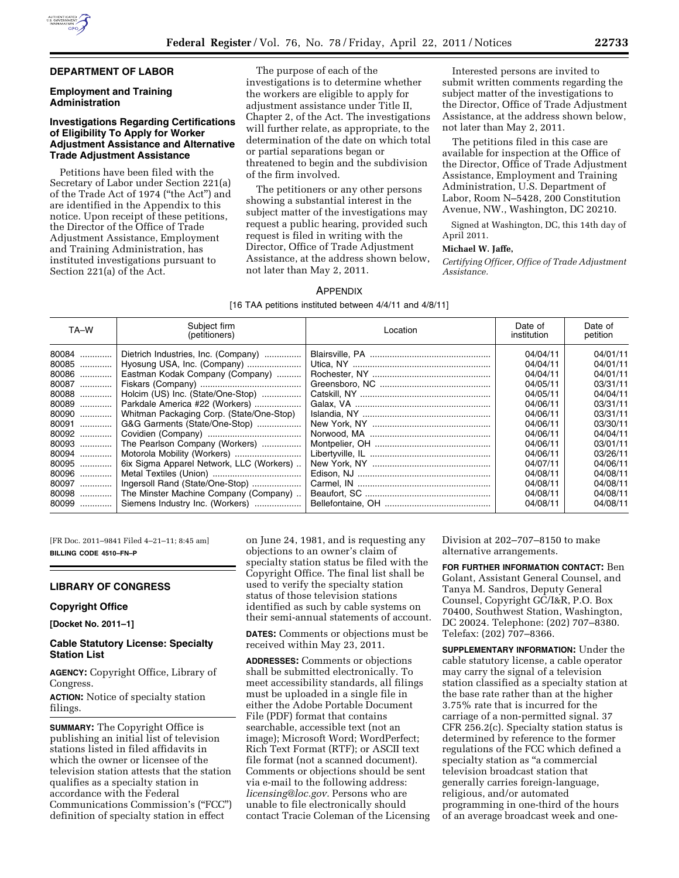## DEPARTMENT OF LABOR

### Employment and Training Administration

### Investigations Regarding Certifications of Eligibility To Apply for Worker Adjustment Assistance and Alternative Trade Adjustment Assistance

Petitions have been filed with the Secretary of Labor under Section 221(a) of the Trade Act of 1974 ("the Act") and are identified in the Appendix to this notice. Upon receipt of these petitions, the Director of the Office of Trade Adjustment Assistance, Employment and Training Administration, has instituted investigations pursuant to Section 221(a) of the Act.

The purpose of each of the investigations is to determine whether the workers are eligible to apply for adjustment assistance under Title II, Chapter 2, of the Act. The investigations will further relate, as appropriate, to the determination of the date on which total or partial separations began or threatened to begin and the subdivision of the firm involved.

The petitioners or any other persons showing a substantial interest in the subject matter of the investigations may request a public hearing, provided such request is filed in writing with the Director, Office of Trade Adjustment Assistance, at the address shown below, not later than May 2, 2011.

Interested persons are invited to submit written comments regarding the subject matter of the investigations to the Director, Office of Trade Adjustment Assistance, at the address shown below, not later than May 2, 2011.

The petitions filed in this case are available for inspection at the Office of the Director, Office of Trade Adjustment Assistance, Employment and Training Administration, U.S. Department of Labor, Room N–5428, 200 Constitution Avenue, NW., Washington, DC 20210.

Signed at Washington, DC, this 14th day of April 2011.

**Michael W. Jaffe,**

*Certifying Officer, Office of Trade Adjustment Assistance.*

APPENDIX

[16 TAA petitions instituted between 4/4/11 and 4/8/11]

| TA–W | Subject firm (petitioners) | Location | Date of institution | Date of petition |
|---|---|---|---|---|
| 80084 | Dietrich Industries, Inc. (Company) | Blairsville, PA | 04/04/11 | 04/01/11 |
| 80085 | Hyosung USA, Inc. (Company) | Utica, NY | 04/04/11 | 04/01/11 |
| 80086 | Eastman Kodak Company (Company) | Rochester, NY | 04/04/11 | 04/01/11 |
| 80087 | Fiskars (Company) | Greensboro, NC | 04/05/11 | 03/31/11 |
| 80088 | Holcim (US) Inc. (State/One-Stop) | Catskill, NY | 04/05/11 | 04/04/11 |
| 80089 | Parkdale America #22 (Workers) | Galax, VA | 04/06/11 | 03/31/11 |
| 80090 | Whitman Packaging Corp. (State/One-Stop) | Islandia, NY | 04/06/11 | 03/31/11 |
| 80091 | G&G Garments (State/One-Stop) | New York, NY | 04/06/11 | 03/30/11 |
| 80092 | Covidien (Company) | Norwood, MA | 04/06/11 | 04/04/11 |
| 80093 | The Pearlson Company (Workers) | Montpelier, OH | 04/06/11 | 03/01/11 |
| 80094 | Motorola Mobility (Workers) | Libertyville, IL | 04/06/11 | 03/26/11 |
| 80095 | 6ix Sigma Apparel Network, LLC (Workers) | New York, NY | 04/07/11 | 04/06/11 |
| 80096 | Metal Textiles (Union) | Edison, NJ | 04/08/11 | 04/08/11 |
| 80097 | Ingersoll Rand (State/One-Stop) | Carmel, IN | 04/08/11 | 04/08/11 |
| 80098 | The Minster Machine Company (Company) | Beaufort, SC | 04/08/11 | 04/08/11 |
| 80099 | Siemens Industry Inc. (Workers) | Bellefontaine, OH | 04/08/11 | 04/08/11 |

[FR Doc. 2011–9841 Filed 4–21–11; 8:45 am]

**BILLING CODE 4510–FN–P**

## LIBRARY OF CONGRESS

### Copyright Office

**[Docket No. 2011–1]**

### Cable Statutory License: Specialty Station List

**AGENCY:** Copyright Office, Library of Congress.

**ACTION:** Notice of specialty station filings.

**SUMMARY:** The Copyright Office is publishing an initial list of television stations listed in filed affidavits in which the owner or licensee of the television station attests that the station qualifies as a specialty station in accordance with the Federal Communications Commission's ("FCC") definition of specialty station in effect on June 24, 1981, and is requesting any objections to an owner's claim of specialty station status be filed with the Copyright Office. The final list shall be used to verify the specialty station status of those television stations identified as such by cable systems on their semi-annual statements of account.

**DATES:** Comments or objections must be received within May 23, 2011.

**ADDRESSES:** Comments or objections shall be submitted electronically. To meet accessibility standards, all filings must be uploaded in a single file in either the Adobe Portable Document File (PDF) format that contains searchable, accessible text (not an image); Microsoft Word; WordPerfect; Rich Text Format (RTF); or ASCII text file format (not a scanned document). Comments or objections should be sent via e-mail to the following address: *licensing@loc.gov.* Persons who are unable to file electronically should contact Tracie Coleman of the Licensing Division at 202–707–8150 to make alternative arrangements.

**FOR FURTHER INFORMATION CONTACT:** Ben Golant, Assistant General Counsel, and Tanya M. Sandros, Deputy General Counsel, Copyright GC/I&R, P.O. Box 70400, Southwest Station, Washington, DC 20024. Telephone: (202) 707–8380. Telefax: (202) 707–8366.

**SUPPLEMENTARY INFORMATION:** Under the cable statutory license, a cable operator may carry the signal of a television station classified as a specialty station at the base rate rather than at the higher 3.75% rate that is incurred for the carriage of a non-permitted signal. 37 CFR 256.2(c). Specialty station status is determined by reference to the former regulations of the FCC which defined a specialty station as "a commercial television broadcast station that generally carries foreign-language, religious, and/or automated programming in one-third of the hours of an average broadcast week and one-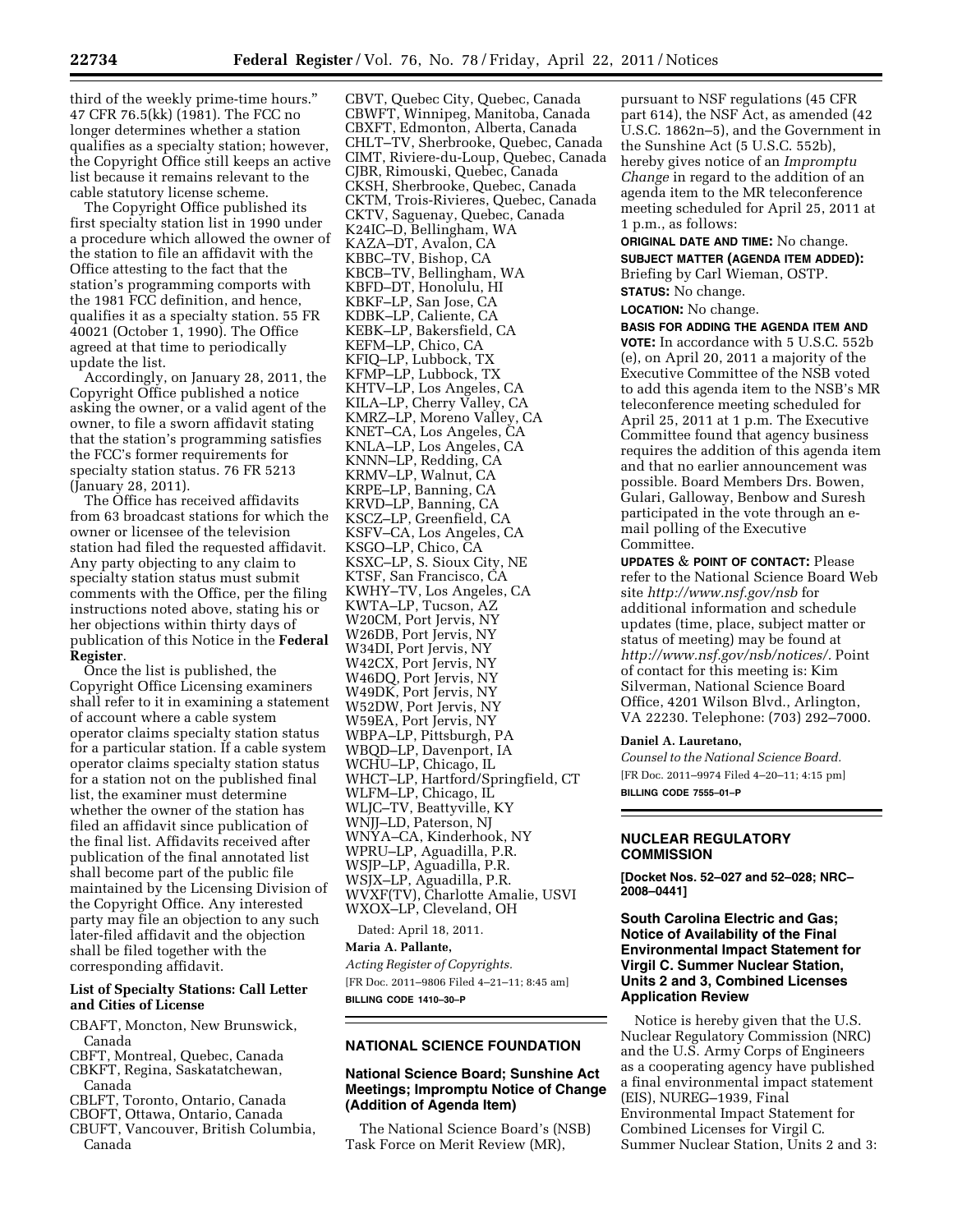third of the weekly prime-time hours." 47 CFR 76.5(kk) (1981). The FCC no longer determines whether a station qualifies as a specialty station; however, the Copyright Office still keeps an active list because it remains relevant to the cable statutory license scheme.

The Copyright Office published its first specialty station list in 1990 under a procedure which allowed the owner of the station to file an affidavit with the Office attesting to the fact that the station's programming comports with the 1981 FCC definition, and hence, qualifies it as a specialty station. 55 FR 40021 (October 1, 1990). The Office agreed at that time to periodically update the list.

Accordingly, on January 28, 2011, the Copyright Office published a notice asking the owner, or a valid agent of the owner, to file a sworn affidavit stating that the station's programming satisfies the FCC's former requirements for specialty station status. 76 FR 5213 (January 28, 2011).

The Office has received affidavits from 63 broadcast stations for which the owner or licensee of the television station had filed the requested affidavit. Any party objecting to any claim to specialty station status must submit comments with the Office, per the filing instructions noted above, stating his or her objections within thirty days of publication of this Notice in the **Federal Register**.

Once the list is published, the Copyright Office Licensing examiners shall refer to it in examining a statement of account where a cable system operator claims specialty station status for a particular station. If a cable system operator claims specialty station status for a station not on the published final list, the examiner must determine whether the owner of the station has filed an affidavit since publication of the final list. Affidavits received after publication of the final annotated list shall become part of the public file maintained by the Licensing Division of the Copyright Office. Any interested party may file an objection to any such later-filed affidavit and the objection shall be filed together with the corresponding affidavit.

### List of Specialty Stations: Call Letter and Cities of License

CBAFT, Moncton, New Brunswick, Canada
CBFT, Montreal, Quebec, Canada
CBKFT, Regina, Saskatatchewan, Canada
CBLFT, Toronto, Ontario, Canada
CBOFT, Ottawa, Ontario, Canada
CBUFT, Vancouver, British Columbia, Canada
CBVT, Quebec City, Quebec, Canada
CBWFT, Winnipeg, Manitoba, Canada
CBXFT, Edmonton, Alberta, Canada
CHLT–TV, Sherbrooke, Quebec, Canada
CIMT, Riviere-du-Loup, Quebec, Canada
CJBR, Rimouski, Quebec, Canada
CKSH, Sherbrooke, Quebec, Canada
CKTM, Trois-Rivieres, Quebec, Canada
CKTV, Saguenay, Quebec, Canada
K24IC–D, Bellingham, WA
KAZA–DT, Avalon, CA
KBBC–TV, Bishop, CA
KBCB–TV, Bellingham, WA
KBFD–DT, Honolulu, HI
KBKF–LP, San Jose, CA
KDBK–LP, Caliente, CA
KEBK–LP, Bakersfield, CA
KEFM–LP, Chico, CA
KFIQ–LP, Lubbock, TX
KFMP–LP, Lubbock, TX
KHTV–LP, Los Angeles, CA
KILA–LP, Cherry Valley, CA
KMRZ–LP, Moreno Valley, CA
KNET–CA, Los Angeles, CA
KNLA–LP, Los Angeles, CA
KNNN–LP, Redding, CA
KRMV–LP, Walnut, CA
KRPE–LP, Banning, CA
KRVD–LP, Banning, CA
KSCZ–LP, Greenfield, CA
KSFV–CA, Los Angeles, CA
KSGO–LP, Chico, CA
KSXC–LP, S. Sioux City, NE
KTSF, San Francisco, CA
KWHY–TV, Los Angeles, CA
KWTA–LP, Tucson, AZ
W20CM, Port Jervis, NY
W26DB, Port Jervis, NY
W34DI, Port Jervis, NY
W42CX, Port Jervis, NY
W46DQ, Port Jervis, NY
W49DK, Port Jervis, NY
W52DW, Port Jervis, NY
W59EA, Port Jervis, NY
WBPA–LP, Pittsburgh, PA
WBQD–LP, Davenport, IA
WCHU–LP, Chicago, IL
WHCT–LP, Hartford/Springfield, CT
WLFM–LP, Chicago, IL
WLJC–TV, Beattyville, KY
WNJJ–LD, Paterson, NJ
WNYA–CA, Kinderhook, NY
WPRU–LP, Aguadilla, P.R.
WSJP–LP, Aguadilla, P.R.
WSJX–LP, Aguadilla, P.R.
WVXF(TV), Charlotte Amalie, USVI
WXOX–LP, Cleveland, OH

Dated: April 18, 2011.

**Maria A. Pallante,**

*Acting Register of Copyrights.*

[FR Doc. 2011–9806 Filed 4–21–11; 8:45 am]

**BILLING CODE 1410–30–P**

## NATIONAL SCIENCE FOUNDATION

### National Science Board; Sunshine Act Meetings; Impromptu Notice of Change (Addition of Agenda Item)

The National Science Board's (NSB) Task Force on Merit Review (MR), pursuant to NSF regulations (45 CFR part 614), the NSF Act, as amended (42 U.S.C. 1862n–5), and the Government in the Sunshine Act (5 U.S.C. 552b), hereby gives notice of an *Impromptu Change* in regard to the addition of an agenda item to the MR teleconference meeting scheduled for April 25, 2011 at 1 p.m., as follows:

**ORIGINAL DATE AND TIME:** No change.

**SUBJECT MATTER (AGENDA ITEM ADDED):** Briefing by Carl Wieman, OSTP.

**STATUS:** No change.

**LOCATION:** No change.

**BASIS FOR ADDING THE AGENDA ITEM AND VOTE:** In accordance with 5 U.S.C. 552b (e), on April 20, 2011 a majority of the Executive Committee of the NSB voted to add this agenda item to the NSB's MR teleconference meeting scheduled for April 25, 2011 at 1 p.m. The Executive Committee found that agency business requires the addition of this agenda item and that no earlier announcement was possible. Board Members Drs. Bowen, Gulari, Galloway, Benbow and Suresh participated in the vote through an e-mail polling of the Executive Committee.

**UPDATES & POINT OF CONTACT:** Please refer to the National Science Board Web site *http://www.nsf.gov/nsb* for additional information and schedule updates (time, place, subject matter or status of meeting) may be found at *http://www.nsf.gov/nsb/notices/*. Point of contact for this meeting is: Kim Silverman, National Science Board Office, 4201 Wilson Blvd., Arlington, VA 22230. Telephone: (703) 292–7000.

**Daniel A. Lauretano,**

*Counsel to the National Science Board.*

[FR Doc. 2011–9974 Filed 4–20–11; 4:15 pm]

**BILLING CODE 7555–01–P**

## NUCLEAR REGULATORY COMMISSION

**[Docket Nos. 52–027 and 52–028; NRC–2008–0441]**

### South Carolina Electric and Gas; Notice of Availability of the Final Environmental Impact Statement for Virgil C. Summer Nuclear Station, Units 2 and 3, Combined Licenses Application Review

Notice is hereby given that the U.S. Nuclear Regulatory Commission (NRC) and the U.S. Army Corps of Engineers as a cooperating agency have published a final environmental impact statement (EIS), NUREG–1939, Final Environmental Impact Statement for Combined Licenses for Virgil C. Summer Nuclear Station, Units 2 and 3: